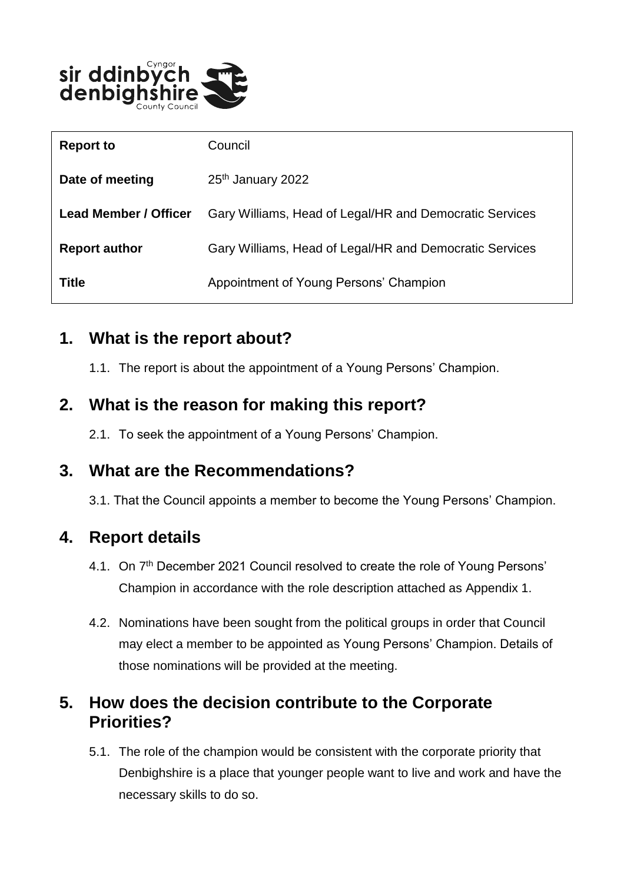| Report to | Council |
|---|---|
| Date of meeting | 25th January 2022 |
| Lead Member / Officer | Gary Williams, Head of Legal/HR and Democratic Services |
| Report author | Gary Williams, Head of Legal/HR and Democratic Services |
| Title | Appointment of Young Persons' Champion |

## 1. What is the report about?

1.1. The report is about the appointment of a Young Persons' Champion.

## 2. What is the reason for making this report?

2.1. To seek the appointment of a Young Persons' Champion.

## 3. What are the Recommendations?

3.1. That the Council appoints a member to become the Young Persons' Champion.

## 4. Report details

4.1. On 7th December 2021 Council resolved to create the role of Young Persons' Champion in accordance with the role description attached as Appendix 1.

4.2. Nominations have been sought from the political groups in order that Council may elect a member to be appointed as Young Persons' Champion. Details of those nominations will be provided at the meeting.

## 5. How does the decision contribute to the Corporate Priorities?

5.1. The role of the champion would be consistent with the corporate priority that Denbighshire is a place that younger people want to live and work and have the necessary skills to do so.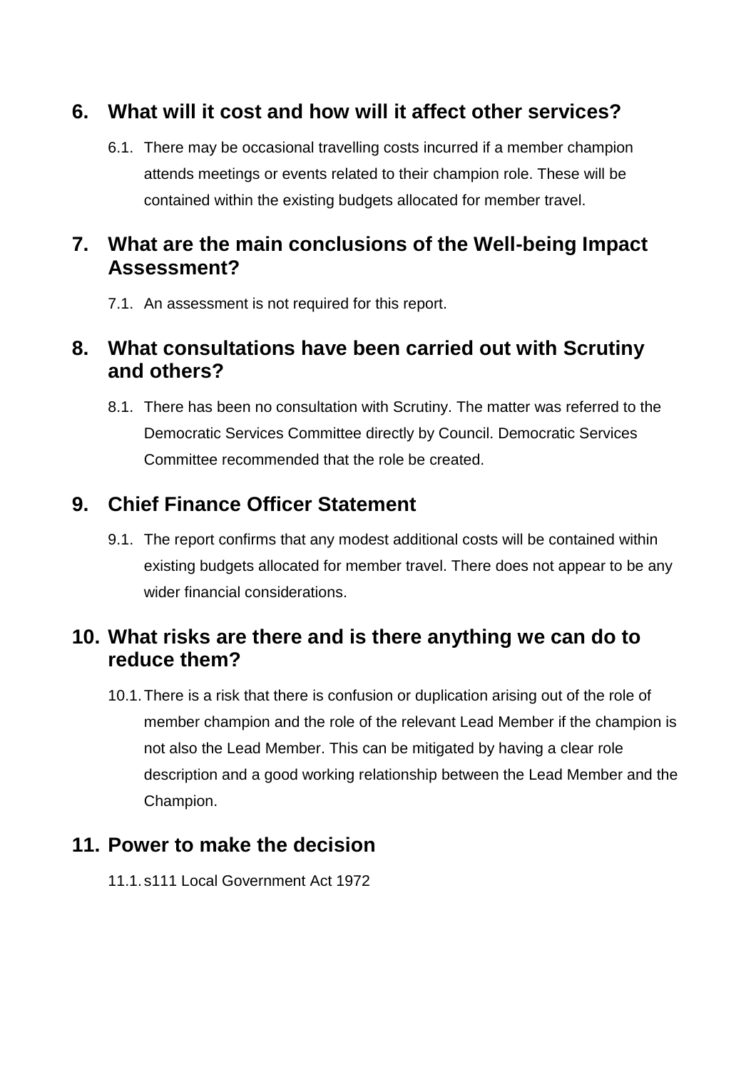## 6. What will it cost and how will it affect other services?

6.1. There may be occasional travelling costs incurred if a member champion attends meetings or events related to their champion role. These will be contained within the existing budgets allocated for member travel.

## 7. What are the main conclusions of the Well-being Impact Assessment?

7.1. An assessment is not required for this report.

## 8. What consultations have been carried out with Scrutiny and others?

8.1. There has been no consultation with Scrutiny. The matter was referred to the Democratic Services Committee directly by Council. Democratic Services Committee recommended that the role be created.

## 9. Chief Finance Officer Statement

9.1. The report confirms that any modest additional costs will be contained within existing budgets allocated for member travel. There does not appear to be any wider financial considerations.

## 10. What risks are there and is there anything we can do to reduce them?

10.1. There is a risk that there is confusion or duplication arising out of the role of member champion and the role of the relevant Lead Member if the champion is not also the Lead Member. This can be mitigated by having a clear role description and a good working relationship between the Lead Member and the Champion.

## 11. Power to make the decision

11.1. s111 Local Government Act 1972